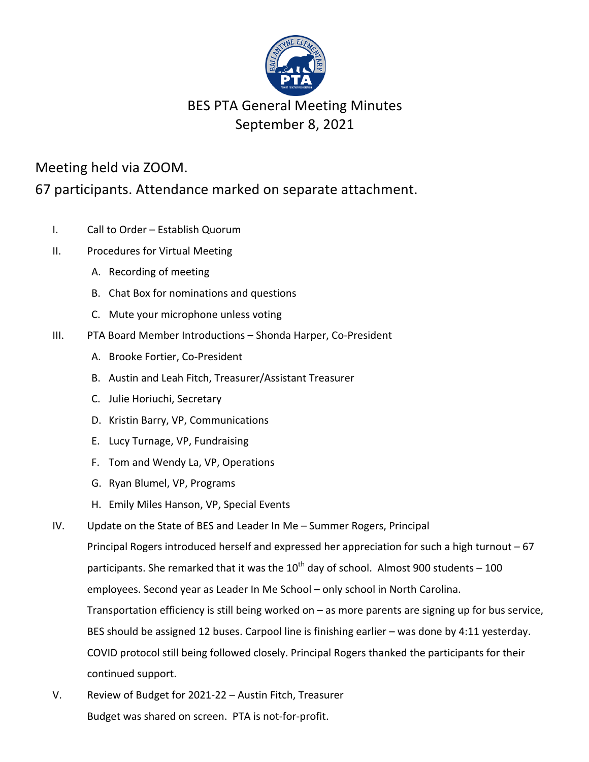# BES PTA General Meeting Minutes
## September 8, 2021

Meeting held via ZOOM.

67 participants. Attendance marked on separate attachment.

I. Call to Order – Establish Quorum

II. Procedures for Virtual Meeting
   A. Recording of meeting
   B. Chat Box for nominations and questions
   C. Mute your microphone unless voting

III. PTA Board Member Introductions – Shonda Harper, Co-President
   A. Brooke Fortier, Co-President
   B. Austin and Leah Fitch, Treasurer/Assistant Treasurer
   C. Julie Horiuchi, Secretary
   D. Kristin Barry, VP, Communications
   E. Lucy Turnage, VP, Fundraising
   F. Tom and Wendy La, VP, Operations
   G. Ryan Blumel, VP, Programs
   H. Emily Miles Hanson, VP, Special Events

IV. Update on the State of BES and Leader In Me – Summer Rogers, Principal

   Principal Rogers introduced herself and expressed her appreciation for such a high turnout – 67 participants. She remarked that it was the 10th day of school. Almost 900 students – 100 employees. Second year as Leader In Me School – only school in North Carolina. Transportation efficiency is still being worked on – as more parents are signing up for bus service, BES should be assigned 12 buses. Carpool line is finishing earlier – was done by 4:11 yesterday. COVID protocol still being followed closely. Principal Rogers thanked the participants for their continued support.

V. Review of Budget for 2021-22 – Austin Fitch, Treasurer

   Budget was shared on screen. PTA is not-for-profit.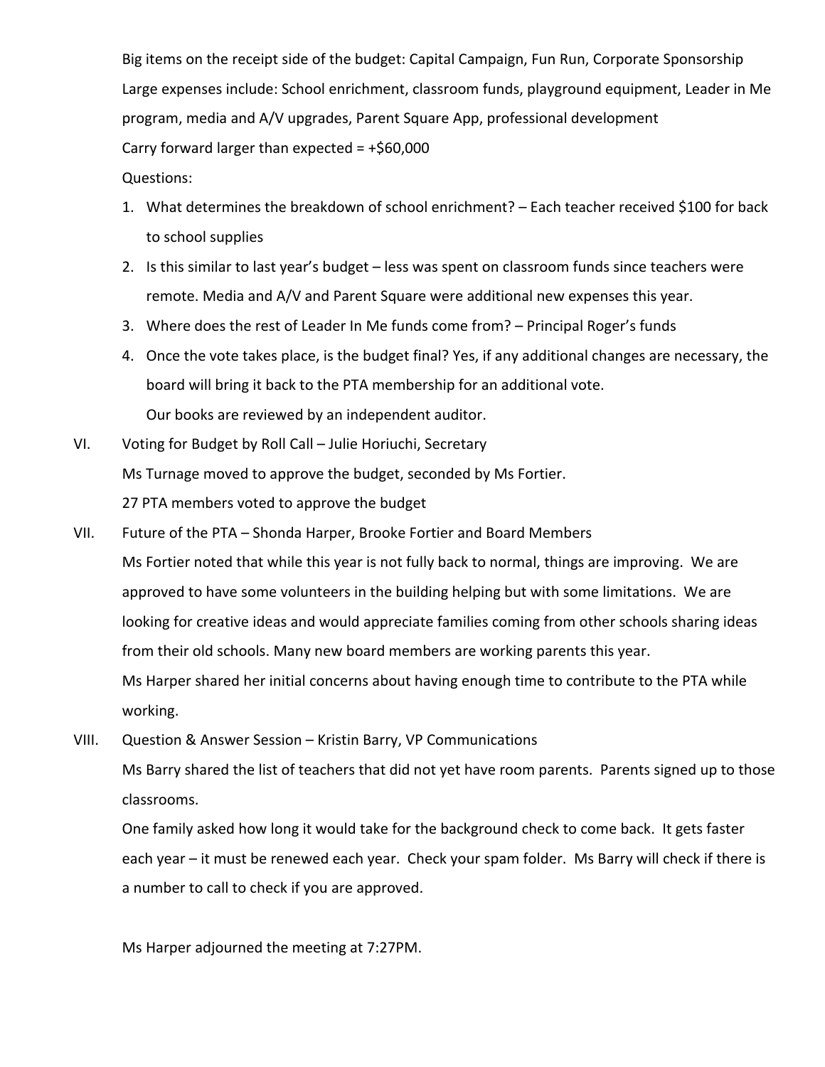Big items on the receipt side of the budget: Capital Campaign, Fun Run, Corporate Sponsorship

Large expenses include: School enrichment, classroom funds, playground equipment, Leader in Me program, media and A/V upgrades, Parent Square App, professional development

Carry forward larger than expected = +$60,000

Questions:

1. What determines the breakdown of school enrichment? – Each teacher received $100 for back to school supplies
2. Is this similar to last year's budget – less was spent on classroom funds since teachers were remote. Media and A/V and Parent Square were additional new expenses this year.
3. Where does the rest of Leader In Me funds come from? – Principal Roger's funds
4. Once the vote takes place, is the budget final? Yes, if any additional changes are necessary, the board will bring it back to the PTA membership for an additional vote.
   Our books are reviewed by an independent auditor.

VI. Voting for Budget by Roll Call – Julie Horiuchi, Secretary

Ms Turnage moved to approve the budget, seconded by Ms Fortier.

27 PTA members voted to approve the budget

VII. Future of the PTA – Shonda Harper, Brooke Fortier and Board Members

Ms Fortier noted that while this year is not fully back to normal, things are improving. We are approved to have some volunteers in the building helping but with some limitations. We are looking for creative ideas and would appreciate families coming from other schools sharing ideas from their old schools. Many new board members are working parents this year.

Ms Harper shared her initial concerns about having enough time to contribute to the PTA while working.

VIII. Question & Answer Session – Kristin Barry, VP Communications

Ms Barry shared the list of teachers that did not yet have room parents. Parents signed up to those classrooms.

One family asked how long it would take for the background check to come back. It gets faster each year – it must be renewed each year. Check your spam folder. Ms Barry will check if there is a number to call to check if you are approved.

Ms Harper adjourned the meeting at 7:27PM.